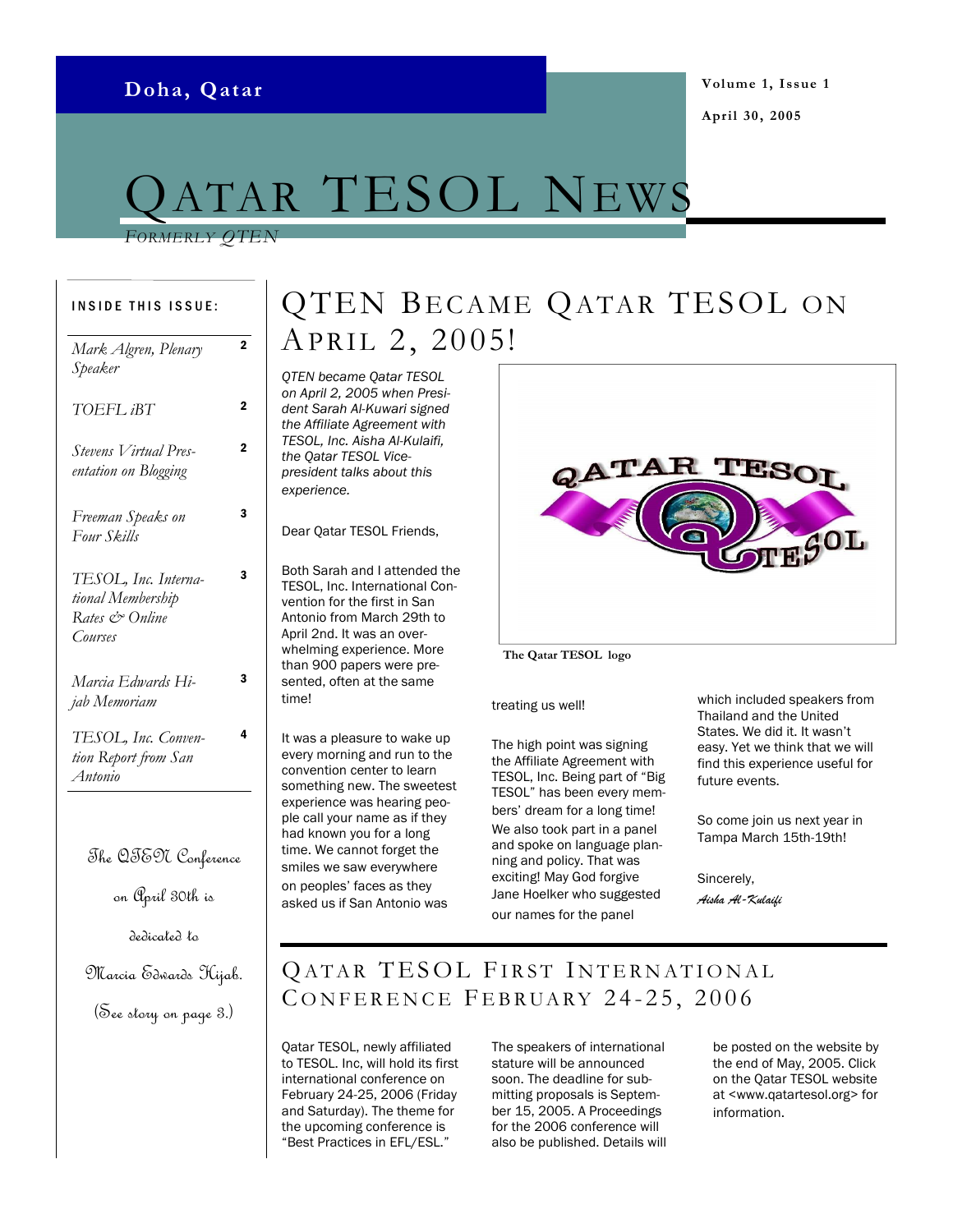Doha, Qatar

Volume 1, Issue 1

April 30, 2005

# Qatar TESOL News

*Formerly QTEN*

**INSIDE THIS ISSUE:**

| | |
|---|---|
| *Mark Algren, Plenary Speaker* | 2 |
| *TOEFL iBT* | 2 |
| *Stevens Virtual Presentation on Blogging* | 2 |
| *Freeman Speaks on Four Skills* | 3 |
| *TESOL, Inc. International Membership Rates & Online Courses* | 3 |
| *Marcia Edwards Hijab Memoriam* | 3 |
| *TESOL, Inc. Convention Report from San Antonio* | 4 |

The QTEN Conference on April 30th is dedicated to Marcia Edwards Hijab. (See story on page 3.)

## QTEN Became Qatar TESOL on April 2, 2005!

*QTEN became Qatar TESOL on April 2, 2005 when President Sarah Al-Kuwari signed the Affiliate Agreement with TESOL, Inc. Aisha Al-Kulaifi, the Qatar TESOL Vice-president talks about this experience.*

The Qatar TESOL logo

Dear Qatar TESOL Friends,

Both Sarah and I attended the TESOL, Inc. International Convention for the first in San Antonio from March 29th to April 2nd. It was an overwhelming experience. More than 900 papers were presented, often at the same time!

It was a pleasure to wake up every morning and run to the convention center to learn something new. The sweetest experience was hearing people call your name as if they had known you for a long time. We cannot forget the smiles we saw everywhere on peoples' faces as they asked us if San Antonio was treating us well!

The high point was signing the Affiliate Agreement with TESOL, Inc. Being part of "Big TESOL" has been every members' dream for a long time! We also took part in a panel and spoke on language planning and policy. That was exciting! May God forgive Jane Hoelker who suggested our names for the panel which included speakers from Thailand and the United States. We did it. It wasn't easy. Yet we think that we will find this experience useful for future events.

So come join us next year in Tampa March 15th-19th!

Sincerely,

*Aisha Al-Kulaifi*

## Qatar TESOL First International Conference February 24-25, 2006

Qatar TESOL, newly affiliated to TESOL. Inc, will hold its first international conference on February 24-25, 2006 (Friday and Saturday). The theme for the upcoming conference is "Best Practices in EFL/ESL."

The speakers of international stature will be announced soon. The deadline for submitting proposals is September 15, 2005. A Proceedings for the 2006 conference will also be published. Details will be posted on the website by the end of May, 2005. Click on the Qatar TESOL website at <www.qatartesol.org> for information.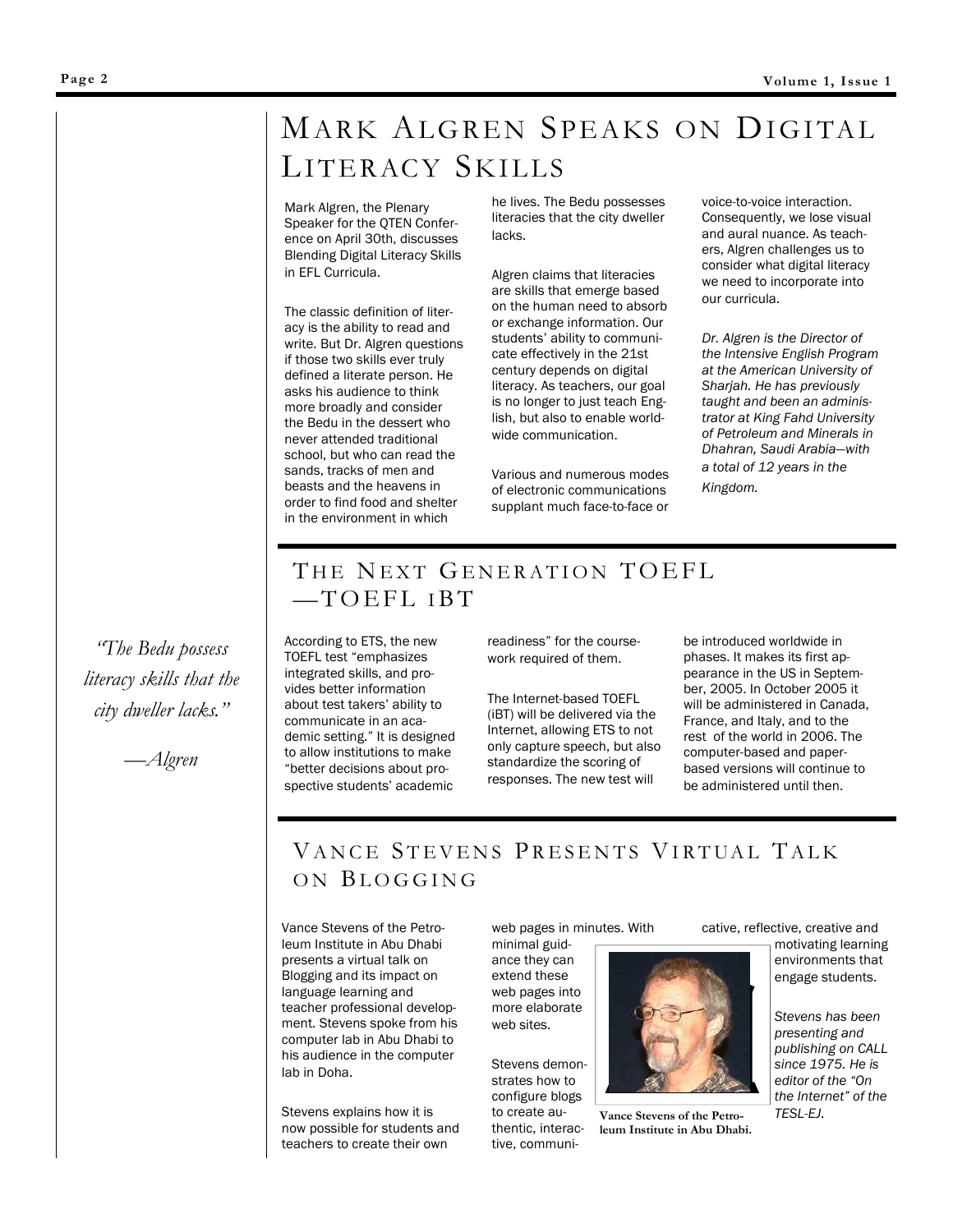# Mark Algren Speaks on Digital Literacy Skills

Mark Algren, the Plenary Speaker for the QTEN Conference on April 30th, discusses Blending Digital Literacy Skills in EFL Curricula.

The classic definition of literacy is the ability to read and write. But Dr. Algren questions if those two skills ever truly defined a literate person. He asks his audience to think more broadly and consider the Bedu in the dessert who never attended traditional school, but who can read the sands, tracks of men and beasts and the heavens in order to find food and shelter in the environment in which he lives. The Bedu possesses literacies that the city dweller lacks.

Algren claims that literacies are skills that emerge based on the human need to absorb or exchange information. Our students' ability to communicate effectively in the 21st century depends on digital literacy. As teachers, our goal is no longer to just teach English, but also to enable world-wide communication.

Various and numerous modes of electronic communications supplant much face-to-face or voice-to-voice interaction. Consequently, we lose visual and aural nuance. As teachers, Algren challenges us to consider what digital literacy we need to incorporate into our curricula.

*Dr. Algren is the Director of the Intensive English Program at the American University of Sharjah. He has previously taught and been an administrator at King Fahd University of Petroleum and Minerals in Dhahran, Saudi Arabia—with a total of 12 years in the Kingdom.*

> *"The Bedu possess literacy skills that the city dweller lacks."*
>
> *—Algren*

# The Next Generation TOEFL —TOEFL iBT

According to ETS, the new TOEFL test "emphasizes integrated skills, and provides better information about test takers' ability to communicate in an academic setting." It is designed to allow institutions to make "better decisions about prospective students' academic readiness" for the coursework required of them.

The Internet-based TOEFL (iBT) will be delivered via the Internet, allowing ETS to not only capture speech, but also standardize the scoring of responses. The new test will be introduced worldwide in phases. It makes its first appearance in the US in September, 2005. In October 2005 it will be administered in Canada, France, and Italy, and to the rest of the world in 2006. The computer-based and paper-based versions will continue to be administered until then.

# Vance Stevens Presents Virtual Talk on Blogging

Vance Stevens of the Petroleum Institute in Abu Dhabi presents a virtual talk on Blogging and its impact on language learning and teacher professional development. Stevens spoke from his computer lab in Abu Dhabi to his audience in the computer lab in Doha.

Stevens explains how it is now possible for students and teachers to create their own web pages in minutes. With minimal guidance they can extend these web pages into more elaborate web sites.

Stevens demonstrates how to configure blogs to create authentic, interactive, communicative, reflective, creative and motivating learning environments that engage students.

**Vance Stevens of the Petroleum Institute in Abu Dhabi.**

*Stevens has been presenting and publishing on CALL since 1975. He is editor of the "On the Internet" of the TESL-EJ.*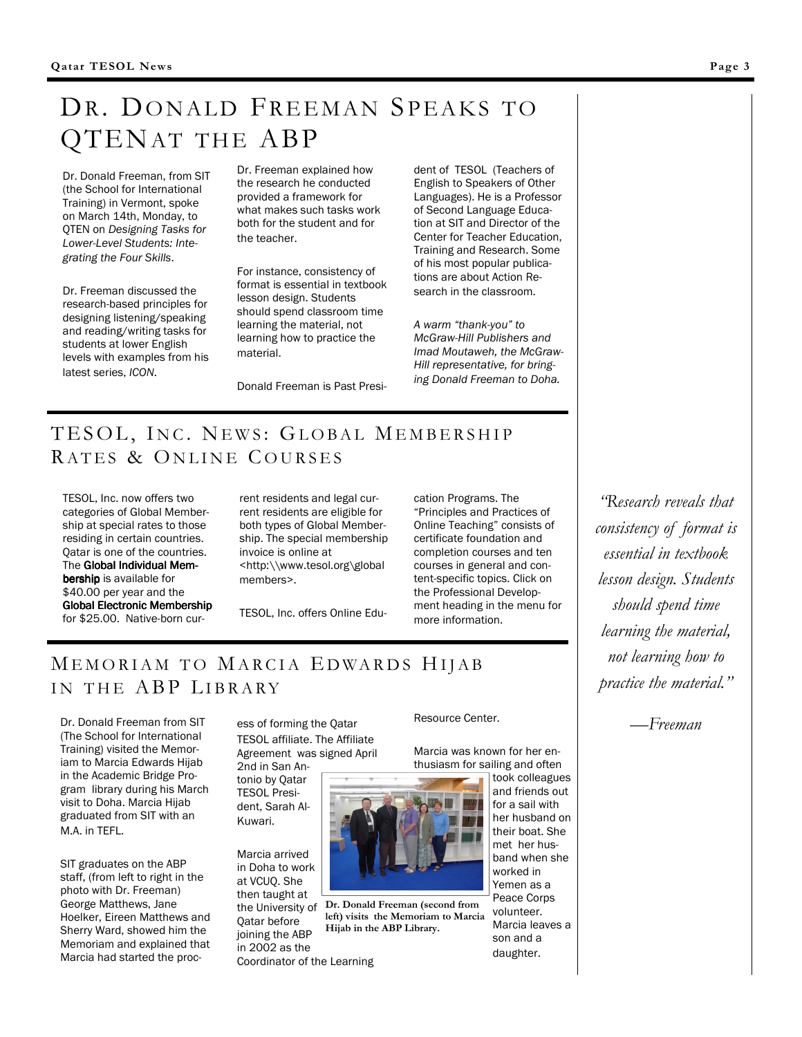# Dr. Donald Freeman Speaks to QTENat the ABP

Dr. Donald Freeman, from SIT (the School for International Training) in Vermont, spoke on March 14th, Monday, to QTEN on *Designing Tasks for Lower-Level Students: Integrating the Four Skills*.

Dr. Freeman discussed the research-based principles for designing listening/speaking and reading/writing tasks for students at lower English levels with examples from his latest series, *ICON*.

Dr. Freeman explained how the research he conducted provided a framework for what makes such tasks work both for the student and for the teacher.

For instance, consistency of format is essential in textbook lesson design. Students should spend classroom time learning the material, not learning how to practice the material.

Donald Freeman is Past President of TESOL (Teachers of English to Speakers of Other Languages). He is a Professor of Second Language Education at SIT and Director of the Center for Teacher Education, Training and Research. Some of his most popular publications are about Action Research in the classroom.

*A warm "thank-you" to McGraw-Hill Publishers and Imad Moutaweh, the McGraw-Hill representative, for bringing Donald Freeman to Doha.*

# TESOL, Inc. News: Global Membership Rates & Online Courses

TESOL, Inc. now offers two categories of Global Membership at special rates to those residing in certain countries. Qatar is one of the countries. The **Global Individual Membership** is available for $40.00 per year and the **Global Electronic Membership** for $25.00. Native-born current residents and legal current residents are eligible for both types of Global Membership. The special membership invoice is online at <http:\\www.tesol.org\global members>.

TESOL, Inc. offers Online Education Programs. The "Principles and Practices of Online Teaching" consists of certificate foundation and completion courses and ten courses in general and content-specific topics. Click on the Professional Development heading in the menu for more information.

*"Research reveals that consistency of format is essential in textbook lesson design. Students should spend time learning the material, not learning how to practice the material."*

*—Freeman*

# Memoriam to Marcia Edwards Hijab in the ABP Library

Dr. Donald Freeman from SIT (The School for International Training) visited the Memoriam to Marcia Edwards Hijab in the Academic Bridge Program library during his March visit to Doha. Marcia Hijab graduated from SIT with an M.A. in TEFL.

SIT graduates on the ABP staff, (from left to right in the photo with Dr. Freeman) George Matthews, Jane Hoelker, Eireen Matthews and Sherry Ward, showed him the Memoriam and explained that Marcia had started the process of forming the Qatar TESOL affiliate. The Affiliate Agreement was signed April 2nd in San Antonio by Qatar TESOL President, Sarah Al-Kuwari.

Marcia arrived in Doha to work at VCUQ. She then taught at the University of Qatar before joining the ABP in 2002 as the Coordinator of the Learning Resource Center.

**Dr. Donald Freeman (second from left) visits the Memoriam to Marcia Hijab in the ABP Library.**

Marcia was known for her enthusiasm for sailing and often took colleagues and friends out for a sail with her husband on their boat. She met her husband when she worked in Yemen as a Peace Corps volunteer. Marcia leaves a son and a daughter.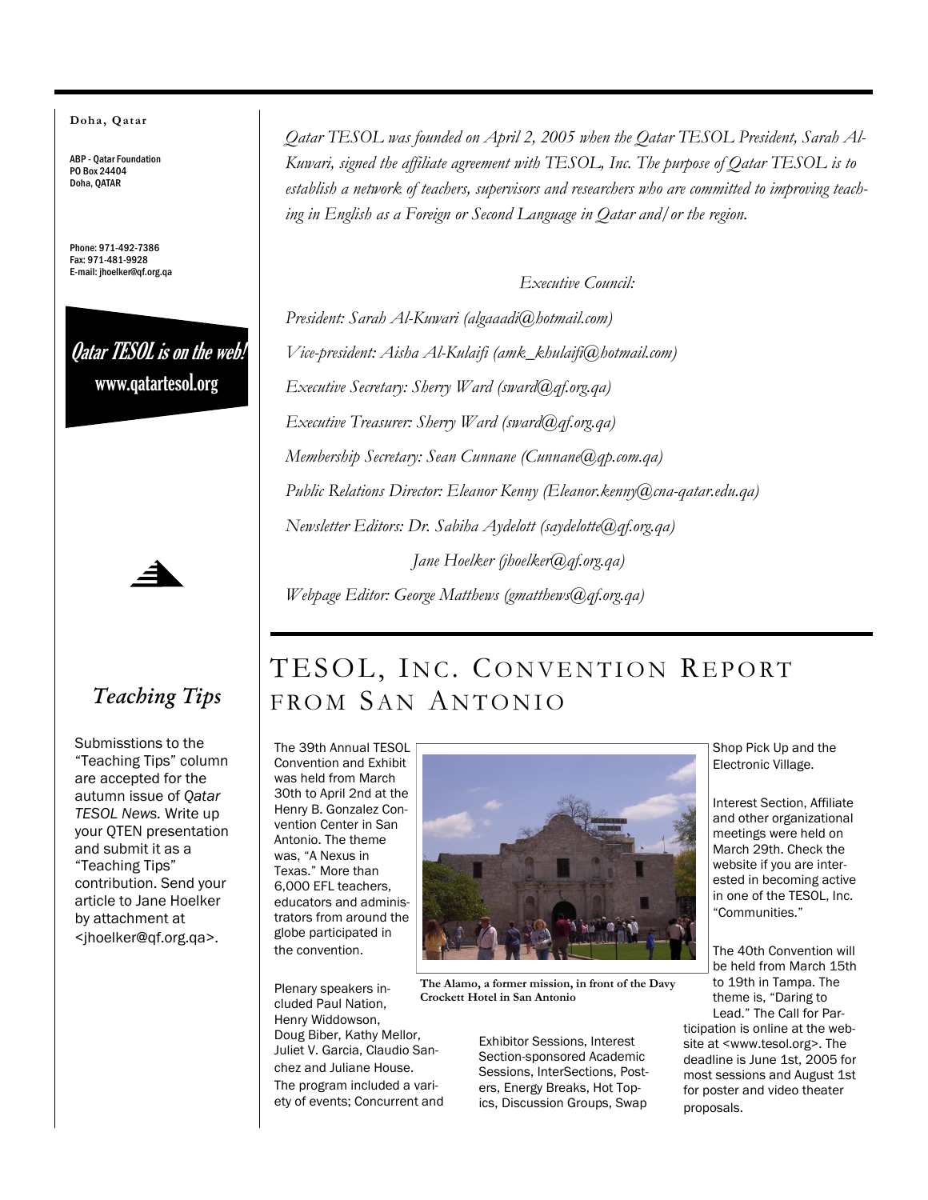**Doha, Qatar**

ABP - Qatar Foundation
PO Box 24404
Doha, QATAR

Phone: 971-492-7386
Fax: 971-481-9928
E-mail: jhoelker@qf.org.qa

**Qatar TESOL is on the web!**
**www.qatartesol.org**

## *Teaching Tips*

Submisstions to the "Teaching Tips" column are accepted for the autumn issue of *Qatar TESOL News.* Write up your QTEN presentation and submit it as a "Teaching Tips" contribution. Send your article to Jane Hoelker by attachment at <jhoelker@qf.org.qa>.

*Qatar TESOL was founded on April 2, 2005 when the Qatar TESOL President, Sarah Al-Kuwari, signed the affiliate agreement with TESOL, Inc. The purpose of Qatar TESOL is to establish a network of teachers, supervisors and researchers who are committed to improving teaching in English as a Foreign or Second Language in Qatar and/or the region.*

*Executive Council:*

*President: Sarah Al-Kuwari (algaaadi@hotmail.com)*

*Vice-president: Aisha Al-Kulaifi (amk_khulaifi@hotmail.com)*

*Executive Secretary: Sherry Ward (sward@qf.org.qa)*

*Executive Treasurer: Sherry Ward (sward@qf.org.qa)*

*Membership Secretary: Sean Cunnane (Cunnane@qp.com.qa)*

*Public Relations Director: Eleanor Kenny (Eleanor.kenny@cna-qatar.edu.qa)*

*Newsletter Editors: Dr. Sabiha Aydelott (saydelotte@qf.org.qa)*

*Jane Hoelker (jhoelker@qf.org.qa)*

*Webpage Editor: George Matthews (gmatthews@qf.org.qa)*

# TESOL, Inc. Convention Report from San Antonio

The 39th Annual TESOL Convention and Exhibit was held from March 30th to April 2nd at the Henry B. Gonzalez Convention Center in San Antonio. The theme was, "A Nexus in Texas." More than 6,000 EFL teachers, educators and administrators from around the globe participated in the convention.

**The Alamo, a former mission, in front of the Davy Crockett Hotel in San Antonio**

Plenary speakers included Paul Nation, Henry Widdowson, Doug Biber, Kathy Mellor, Juliet V. Garcia, Claudio Sanchez and Juliane House. The program included a variety of events; Concurrent and Exhibitor Sessions, Interest Section-sponsored Academic Sessions, InterSections, Posters, Energy Breaks, Hot Topics, Discussion Groups, Swap Shop Pick Up and the Electronic Village.

Interest Section, Affiliate and other organizational meetings were held on March 29th. Check the website if you are interested in becoming active in one of the TESOL, Inc. "Communities."

The 40th Convention will be held from March 15th to 19th in Tampa. The theme is, "Daring to Lead." The Call for Participation is online at the website at <www.tesol.org>. The deadline is June 1st, 2005 for most sessions and August 1st for poster and video theater proposals.